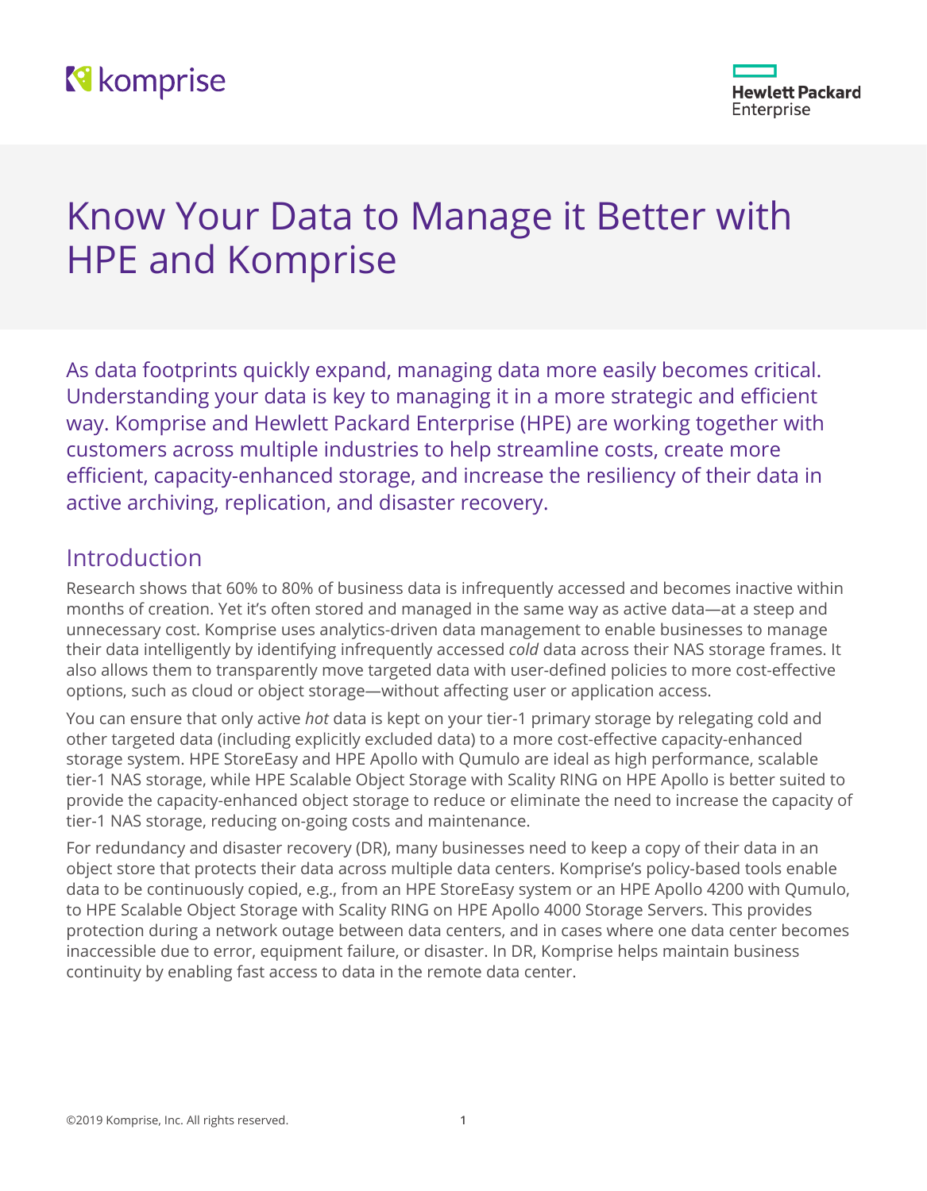# Know Your Data to Manage it Better with HPE and Komprise

As data footprints quickly expand, managing data more easily becomes critical. Understanding your data is key to managing it in a more strategic and efficient way. Komprise and Hewlett Packard Enterprise (HPE) are working together with customers across multiple industries to help streamline costs, create more efficient, capacity-enhanced storage, and increase the resiliency of their data in active archiving, replication, and disaster recovery.

## Introduction

Research shows that 60% to 80% of business data is infrequently accessed and becomes inactive within months of creation. Yet it's often stored and managed in the same way as active data—at a steep and unnecessary cost. Komprise uses analytics-driven data management to enable businesses to manage their data intelligently by identifying infrequently accessed *cold* data across their NAS storage frames. It also allows them to transparently move targeted data with user-defined policies to more cost-effective options, such as cloud or object storage—without affecting user or application access.

You can ensure that only active *hot* data is kept on your tier-1 primary storage by relegating cold and other targeted data (including explicitly excluded data) to a more cost-effective capacity-enhanced storage system. HPE StoreEasy and HPE Apollo with Qumulo are ideal as high performance, scalable tier-1 NAS storage, while HPE Scalable Object Storage with Scality RING on HPE Apollo is better suited to provide the capacity-enhanced object storage to reduce or eliminate the need to increase the capacity of tier-1 NAS storage, reducing on-going costs and maintenance.

For redundancy and disaster recovery (DR), many businesses need to keep a copy of their data in an object store that protects their data across multiple data centers. Komprise's policy-based tools enable data to be continuously copied, e.g., from an HPE StoreEasy system or an HPE Apollo 4200 with Qumulo, to HPE Scalable Object Storage with Scality RING on HPE Apollo 4000 Storage Servers. This provides protection during a network outage between data centers, and in cases where one data center becomes inaccessible due to error, equipment failure, or disaster. In DR, Komprise helps maintain business continuity by enabling fast access to data in the remote data center.

©2019 Komprise, Inc. All rights reserved.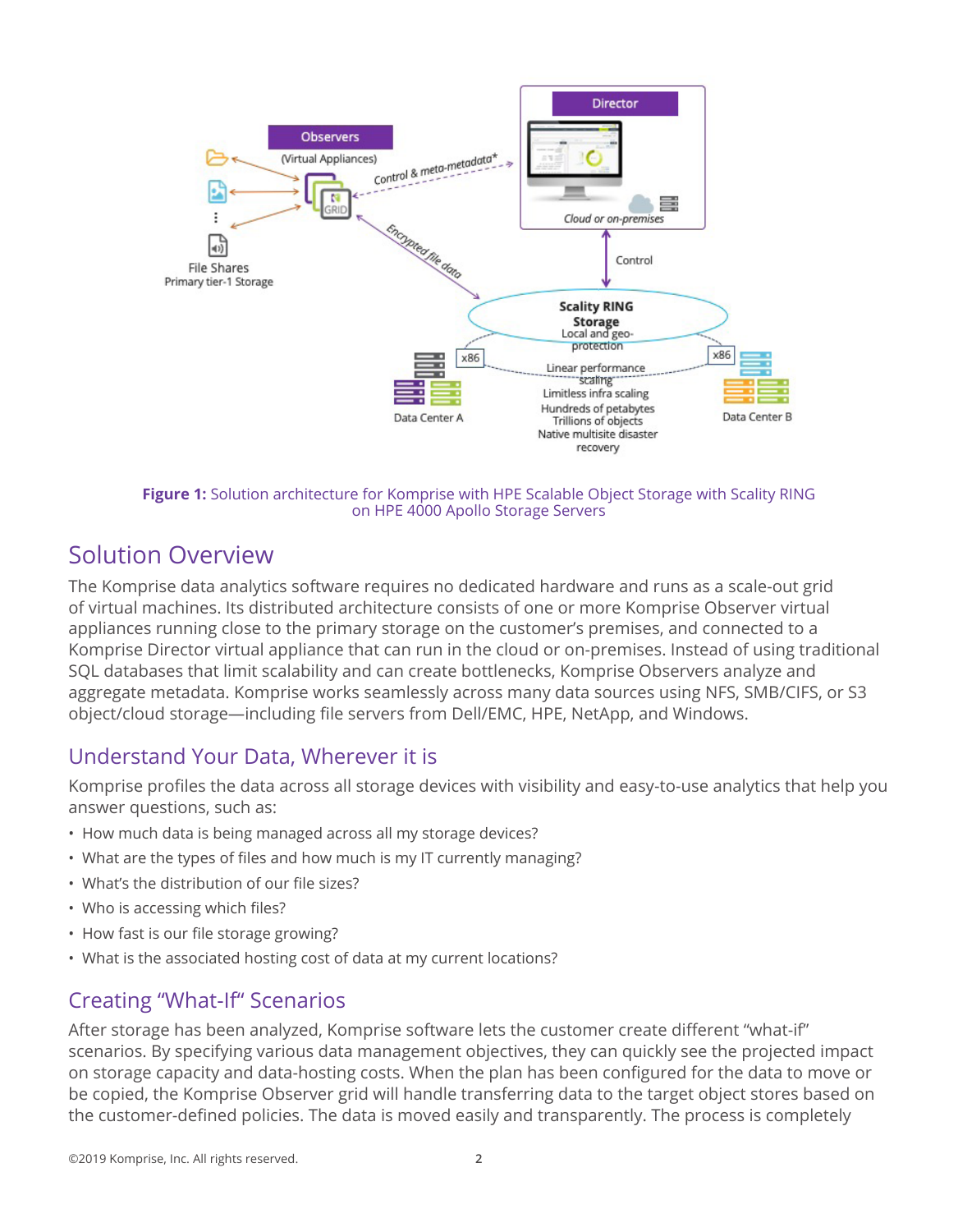**Figure 1:** Solution architecture for Komprise with HPE Scalable Object Storage with Scality RING on HPE 4000 Apollo Storage Servers

## Solution Overview

The Komprise data analytics software requires no dedicated hardware and runs as a scale-out grid of virtual machines. Its distributed architecture consists of one or more Komprise Observer virtual appliances running close to the primary storage on the customer's premises, and connected to a Komprise Director virtual appliance that can run in the cloud or on-premises. Instead of using traditional SQL databases that limit scalability and can create bottlenecks, Komprise Observers analyze and aggregate metadata. Komprise works seamlessly across many data sources using NFS, SMB/CIFS, or S3 object/cloud storage—including file servers from Dell/EMC, HPE, NetApp, and Windows.

### Understand Your Data, Wherever it is

Komprise profiles the data across all storage devices with visibility and easy-to-use analytics that help you answer questions, such as:

- How much data is being managed across all my storage devices?
- What are the types of files and how much is my IT currently managing?
- What's the distribution of our file sizes?
- Who is accessing which files?
- How fast is our file storage growing?
- What is the associated hosting cost of data at my current locations?

### Creating "What-If" Scenarios

After storage has been analyzed, Komprise software lets the customer create different "what-if" scenarios. By specifying various data management objectives, they can quickly see the projected impact on storage capacity and data-hosting costs. When the plan has been configured for the data to move or be copied, the Komprise Observer grid will handle transferring data to the target object stores based on the customer-defined policies. The data is moved easily and transparently. The process is completely

©2019 Komprise, Inc. All rights reserved.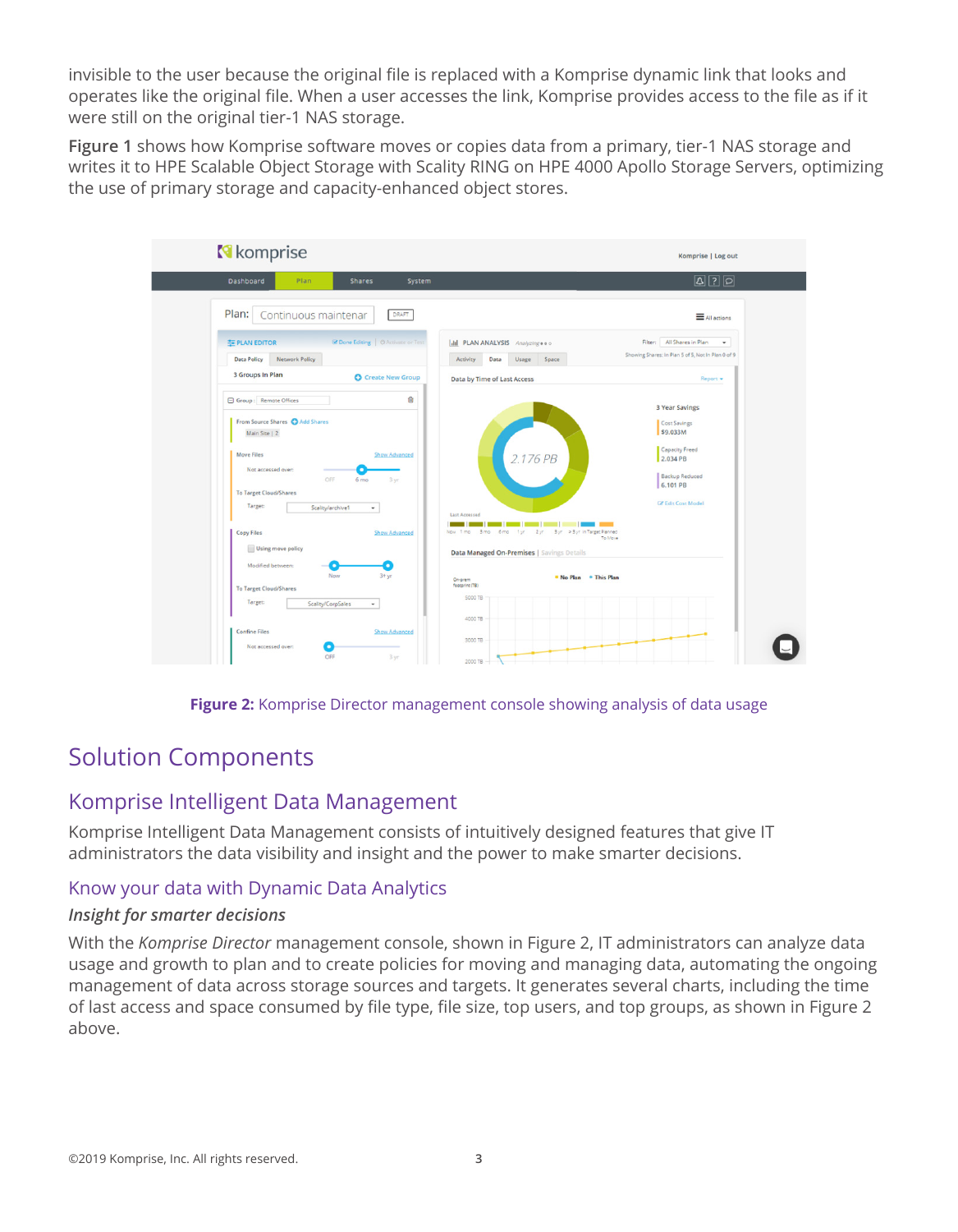invisible to the user because the original file is replaced with a Komprise dynamic link that looks and operates like the original file. When a user accesses the link, Komprise provides access to the file as if it were still on the original tier-1 NAS storage.

**Figure 1** shows how Komprise software moves or copies data from a primary, tier-1 NAS storage and writes it to HPE Scalable Object Storage with Scality RING on HPE 4000 Apollo Storage Servers, optimizing the use of primary storage and capacity-enhanced object stores.

**Figure 2:** Komprise Director management console showing analysis of data usage

# Solution Components

## Komprise Intelligent Data Management

Komprise Intelligent Data Management consists of intuitively designed features that give IT administrators the data visibility and insight and the power to make smarter decisions.

### Know your data with Dynamic Data Analytics

***Insight for smarter decisions***

With the *Komprise Director* management console, shown in Figure 2, IT administrators can analyze data usage and growth to plan and to create policies for moving and managing data, automating the ongoing management of data across storage sources and targets. It generates several charts, including the time of last access and space consumed by file type, file size, top users, and top groups, as shown in Figure 2 above.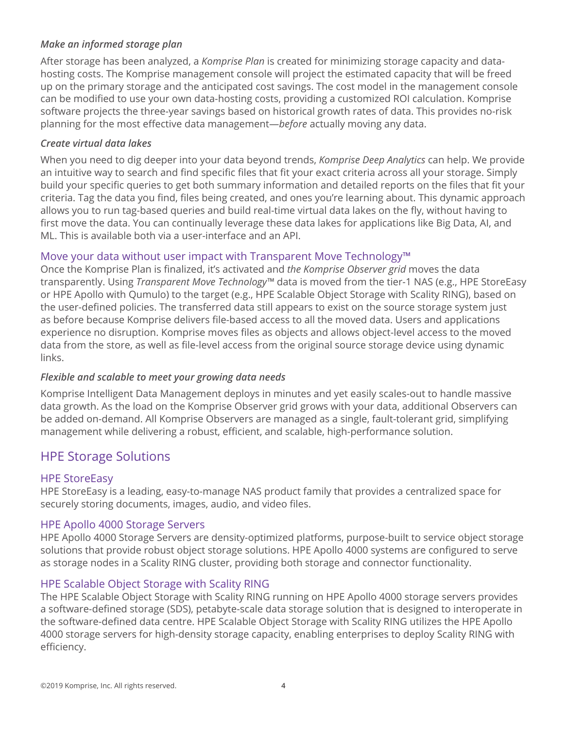### *Make an informed storage plan*

After storage has been analyzed, a *Komprise Plan* is created for minimizing storage capacity and data-hosting costs. The Komprise management console will project the estimated capacity that will be freed up on the primary storage and the anticipated cost savings. The cost model in the management console can be modified to use your own data-hosting costs, providing a customized ROI calculation. Komprise software projects the three-year savings based on historical growth rates of data. This provides no-risk planning for the most effective data management—*before* actually moving any data.

### *Create virtual data lakes*

When you need to dig deeper into your data beyond trends, *Komprise Deep Analytics* can help. We provide an intuitive way to search and find specific files that fit your exact criteria across all your storage. Simply build your specific queries to get both summary information and detailed reports on the files that fit your criteria. Tag the data you find, files being created, and ones you're learning about. This dynamic approach allows you to run tag-based queries and build real-time virtual data lakes on the fly, without having to first move the data. You can continually leverage these data lakes for applications like Big Data, AI, and ML. This is available both via a user-interface and an API.

### Move your data without user impact with Transparent Move Technology™

Once the Komprise Plan is finalized, it's activated and *the Komprise Observer grid* moves the data transparently. Using *Transparent Move Technology*™ data is moved from the tier-1 NAS (e.g., HPE StoreEasy or HPE Apollo with Qumulo) to the target (e.g., HPE Scalable Object Storage with Scality RING), based on the user-defined policies. The transferred data still appears to exist on the source storage system just as before because Komprise delivers file-based access to all the moved data. Users and applications experience no disruption. Komprise moves files as objects and allows object-level access to the moved data from the store, as well as file-level access from the original source storage device using dynamic links.

### *Flexible and scalable to meet your growing data needs*

Komprise Intelligent Data Management deploys in minutes and yet easily scales-out to handle massive data growth. As the load on the Komprise Observer grid grows with your data, additional Observers can be added on-demand. All Komprise Observers are managed as a single, fault-tolerant grid, simplifying management while delivering a robust, efficient, and scalable, high-performance solution.

## HPE Storage Solutions

### HPE StoreEasy

HPE StoreEasy is a leading, easy-to-manage NAS product family that provides a centralized space for securely storing documents, images, audio, and video files.

### HPE Apollo 4000 Storage Servers

HPE Apollo 4000 Storage Servers are density-optimized platforms, purpose-built to service object storage solutions that provide robust object storage solutions. HPE Apollo 4000 systems are configured to serve as storage nodes in a Scality RING cluster, providing both storage and connector functionality.

### HPE Scalable Object Storage with Scality RING

The HPE Scalable Object Storage with Scality RING running on HPE Apollo 4000 storage servers provides a software-defined storage (SDS), petabyte-scale data storage solution that is designed to interoperate in the software-defined data centre. HPE Scalable Object Storage with Scality RING utilizes the HPE Apollo 4000 storage servers for high-density storage capacity, enabling enterprises to deploy Scality RING with efficiency.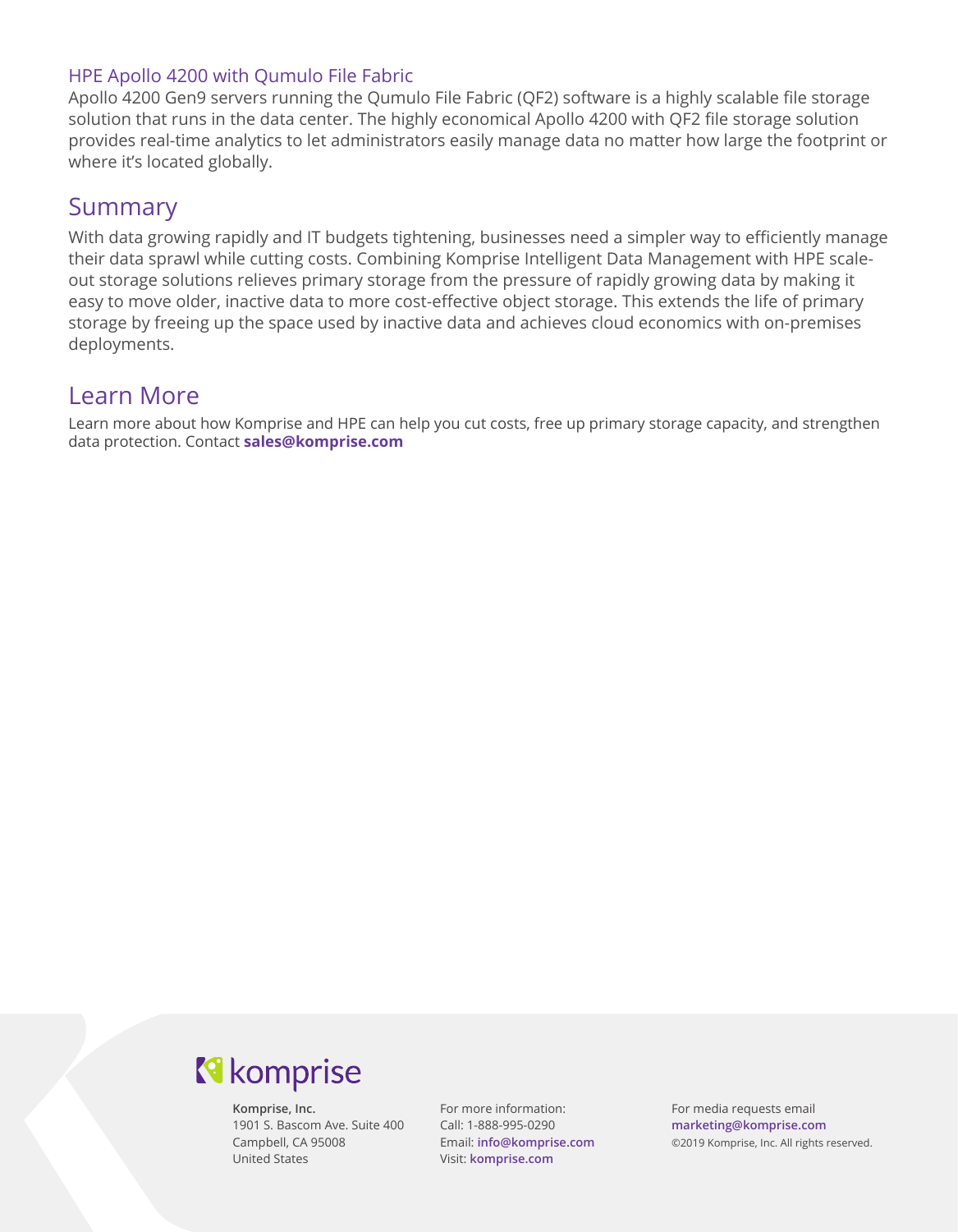### HPE Apollo 4200 with Qumulo File Fabric

Apollo 4200 Gen9 servers running the Qumulo File Fabric (QF2) software is a highly scalable file storage solution that runs in the data center. The highly economical Apollo 4200 with QF2 file storage solution provides real-time analytics to let administrators easily manage data no matter how large the footprint or where it's located globally.

## Summary

With data growing rapidly and IT budgets tightening, businesses need a simpler way to efficiently manage their data sprawl while cutting costs. Combining Komprise Intelligent Data Management with HPE scale-out storage solutions relieves primary storage from the pressure of rapidly growing data by making it easy to move older, inactive data to more cost-effective object storage. This extends the life of primary storage by freeing up the space used by inactive data and achieves cloud economics with on-premises deployments.

## Learn More

Learn more about how Komprise and HPE can help you cut costs, free up primary storage capacity, and strengthen data protection. Contact **sales@komprise.com**

komprise

**Komprise, Inc.**
1901 S. Bascom Ave. Suite 400
Campbell, CA 95008
United States

For more information:
Call: 1-888-995-0290
Email: **info@komprise.com**
Visit: **komprise.com**

For media requests email
**marketing@komprise.com**
©2019 Komprise, Inc. All rights reserved.